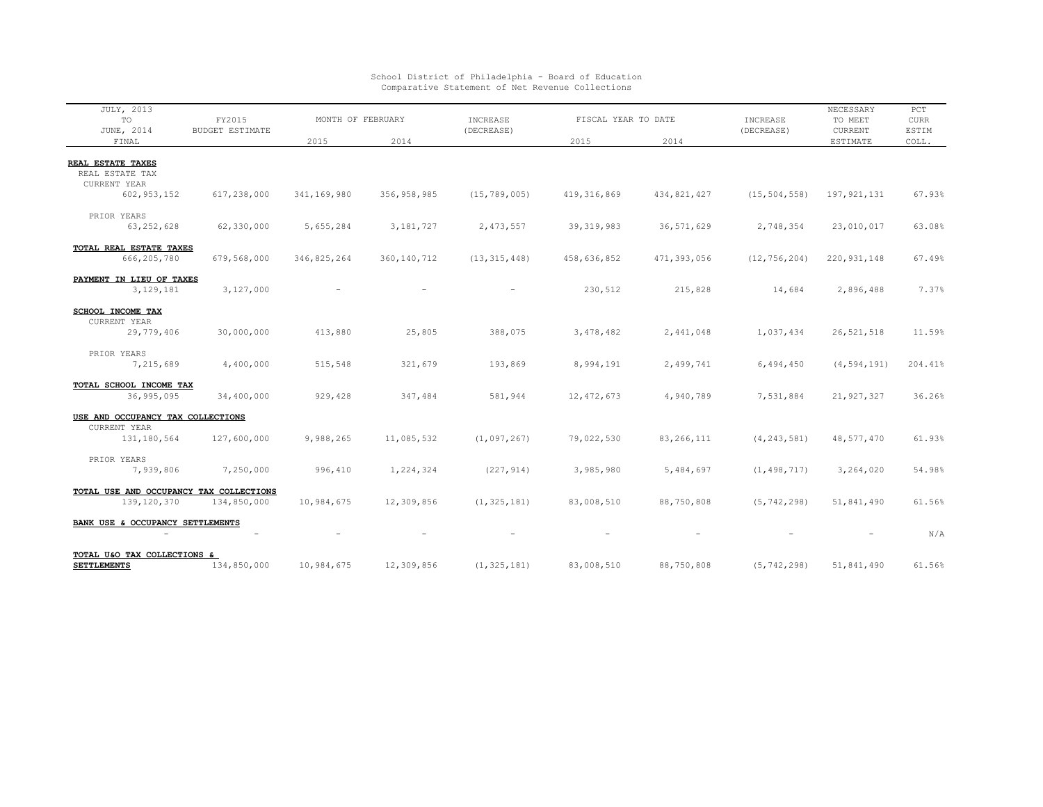School District of Philadelphia - Board of Education
Comparative Statement of Net Revenue Collections

| JULY, 2013 TO JUNE, 2014 FINAL | FY2015 BUDGET ESTIMATE | MONTH OF FEBRUARY 2015 | MONTH OF FEBRUARY 2014 | INCREASE (DECREASE) | FISCAL YEAR TO DATE 2015 | FISCAL YEAR TO DATE 2014 | INCREASE (DECREASE) | NECESSARY TO MEET CURRENT ESTIMATE | PCT CURR ESTIM COLL. |
|---|---|---|---|---|---|---|---|---|---|
| **REAL ESTATE TAXES** | | | | | | | | | |
| REAL ESTATE TAX | | | | | | | | | |
| CURRENT YEAR | | | | | | | | | |
| 602,953,152 | 617,238,000 | 341,169,980 | 356,958,985 | (15,789,005) | 419,316,869 | 434,821,427 | (15,504,558) | 197,921,131 | 67.93% |
| PRIOR YEARS | | | | | | | | | |
| 63,252,628 | 62,330,000 | 5,655,284 | 3,181,727 | 2,473,557 | 39,319,983 | 36,571,629 | 2,748,354 | 23,010,017 | 63.08% |
| **TOTAL REAL ESTATE TAXES** | | | | | | | | | |
| 666,205,780 | 679,568,000 | 346,825,264 | 360,140,712 | (13,315,448) | 458,636,852 | 471,393,056 | (12,756,204) | 220,931,148 | 67.49% |
| **PAYMENT IN LIEU OF TAXES** | | | | | | | | | |
| 3,129,181 | 3,127,000 | - | - | - | 230,512 | 215,828 | 14,684 | 2,896,488 | 7.37% |
| **SCHOOL INCOME TAX** | | | | | | | | | |
| CURRENT YEAR | | | | | | | | | |
| 29,779,406 | 30,000,000 | 413,880 | 25,805 | 388,075 | 3,478,482 | 2,441,048 | 1,037,434 | 26,521,518 | 11.59% |
| PRIOR YEARS | | | | | | | | | |
| 7,215,689 | 4,400,000 | 515,548 | 321,679 | 193,869 | 8,994,191 | 2,499,741 | 6,494,450 | (4,594,191) | 204.41% |
| **TOTAL SCHOOL INCOME TAX** | | | | | | | | | |
| 36,995,095 | 34,400,000 | 929,428 | 347,484 | 581,944 | 12,472,673 | 4,940,789 | 7,531,884 | 21,927,327 | 36.26% |
| **USE AND OCCUPANCY TAX COLLECTIONS** | | | | | | | | | |
| CURRENT YEAR | | | | | | | | | |
| 131,180,564 | 127,600,000 | 9,988,265 | 11,085,532 | (1,097,267) | 79,022,530 | 83,266,111 | (4,243,581) | 48,577,470 | 61.93% |
| PRIOR YEARS | | | | | | | | | |
| 7,939,806 | 7,250,000 | 996,410 | 1,224,324 | (227,914) | 3,985,980 | 5,484,697 | (1,498,717) | 3,264,020 | 54.98% |
| **TOTAL USE AND OCCUPANCY TAX COLLECTIONS** | | | | | | | | | |
| 139,120,370 | 134,850,000 | 10,984,675 | 12,309,856 | (1,325,181) | 83,008,510 | 88,750,808 | (5,742,298) | 51,841,490 | 61.56% |
| **BANK USE & OCCUPANCY SETTLEMENTS** | | | | | | | | | |
| - | - | - | - | - | - | - | - | - | N/A |
| **TOTAL U&O TAX COLLECTIONS & SETTLEMENTS** | 134,850,000 | 10,984,675 | 12,309,856 | (1,325,181) | 83,008,510 | 88,750,808 | (5,742,298) | 51,841,490 | 61.56% |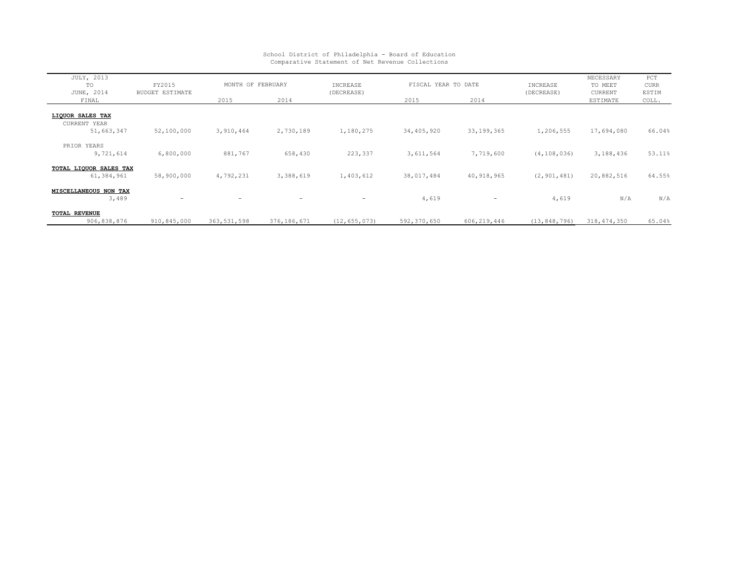School District of Philadelphia - Board of Education
Comparative Statement of Net Revenue Collections

| JULY, 2013 TO JUNE, 2014 FINAL | FY2015 BUDGET ESTIMATE | MONTH OF FEBRUARY 2015 | MONTH OF FEBRUARY 2014 | INCREASE (DECREASE) | FISCAL YEAR TO DATE 2015 | FISCAL YEAR TO DATE 2014 | INCREASE (DECREASE) | NECESSARY TO MEET CURRENT ESTIMATE | PCT CURR ESTIM COLL. |
|---|---|---|---|---|---|---|---|---|---|
| **LIQUOR SALES TAX** | | | | | | | | | |
| CURRENT YEAR | | | | | | | | | |
| 51,663,347 | 52,100,000 | 3,910,464 | 2,730,189 | 1,180,275 | 34,405,920 | 33,199,365 | 1,206,555 | 17,694,080 | 66.04% |
| PRIOR YEARS | | | | | | | | | |
| 9,721,614 | 6,800,000 | 881,767 | 658,430 | 223,337 | 3,611,564 | 7,719,600 | (4,108,036) | 3,188,436 | 53.11% |
| **TOTAL LIQUOR SALES TAX** | | | | | | | | | |
| 61,384,961 | 58,900,000 | 4,792,231 | 3,388,619 | 1,403,612 | 38,017,484 | 40,918,965 | (2,901,481) | 20,882,516 | 64.55% |
| **MISCELLANEOUS NON TAX** | | | | | | | | | |
| 3,489 | - | - | - | - | 4,619 | - | 4,619 | N/A | N/A |
| **TOTAL REVENUE** | | | | | | | | | |
| 906,838,876 | 910,845,000 | 363,531,598 | 376,186,671 | (12,655,073) | 592,370,650 | 606,219,446 | (13,848,796) | 318,474,350 | 65.04% |